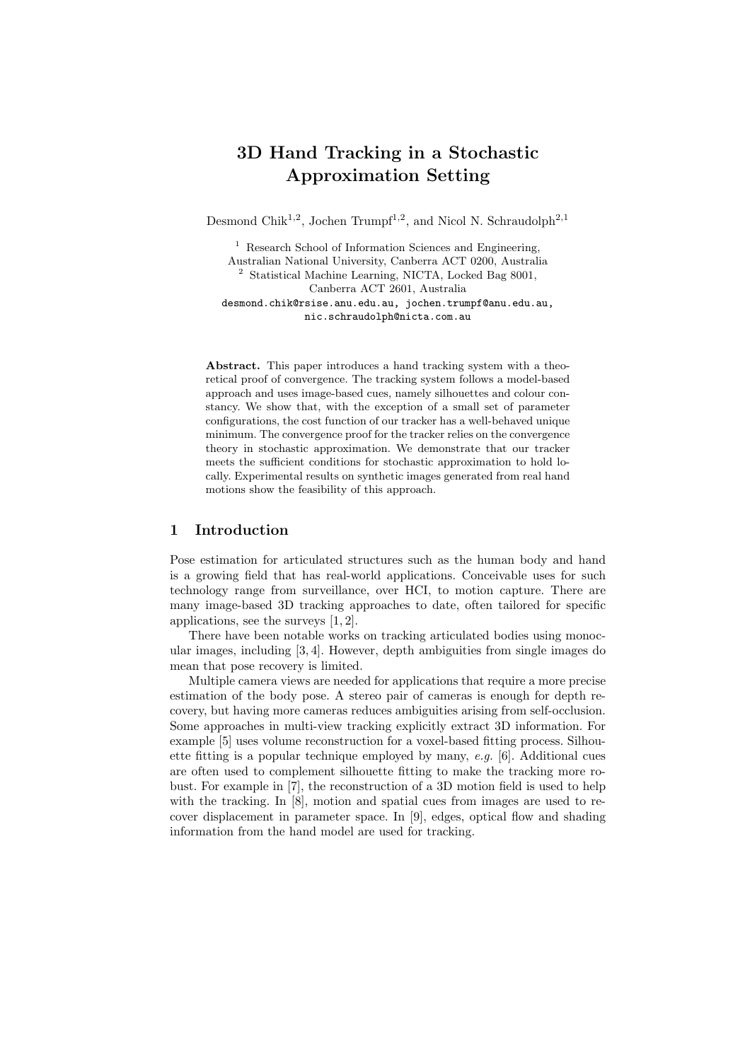# 3D Hand Tracking in a Stochastic Approximation Setting

Desmond Chik[1,2], Jochen Trumpf[1,2], and Nicol N. Schraudolph[2,1]

[1] Research School of Information Sciences and Engineering, Australian National University, Canberra ACT 0200, Australia
[2] Statistical Machine Learning, NICTA, Locked Bag 8001, Canberra ACT 2601, Australia

desmond.chik@rsise.anu.edu.au, jochen.trumpf@anu.edu.au, nic.schraudolph@nicta.com.au

**Abstract.** This paper introduces a hand tracking system with a theoretical proof of convergence. The tracking system follows a model-based approach and uses image-based cues, namely silhouettes and colour constancy. We show that, with the exception of a small set of parameter configurations, the cost function of our tracker has a well-behaved unique minimum. The convergence proof for the tracker relies on the convergence theory in stochastic approximation. We demonstrate that our tracker meets the sufficient conditions for stochastic approximation to hold locally. Experimental results on synthetic images generated from real hand motions show the feasibility of this approach.

## 1 Introduction

Pose estimation for articulated structures such as the human body and hand is a growing field that has real-world applications. Conceivable uses for such technology range from surveillance, over HCI, to motion capture. There are many image-based 3D tracking approaches to date, often tailored for specific applications, see the surveys [1, 2].

There have been notable works on tracking articulated bodies using monocular images, including [3, 4]. However, depth ambiguities from single images do mean that pose recovery is limited.

Multiple camera views are needed for applications that require a more precise estimation of the body pose. A stereo pair of cameras is enough for depth recovery, but having more cameras reduces ambiguities arising from self-occlusion. Some approaches in multi-view tracking explicitly extract 3D information. For example [5] uses volume reconstruction for a voxel-based fitting process. Silhouette fitting is a popular technique employed by many, *e.g.* [6]. Additional cues are often used to complement silhouette fitting to make the tracking more robust. For example in [7], the reconstruction of a 3D motion field is used to help with the tracking. In [8], motion and spatial cues from images are used to recover displacement in parameter space. In [9], edges, optical flow and shading information from the hand model are used for tracking.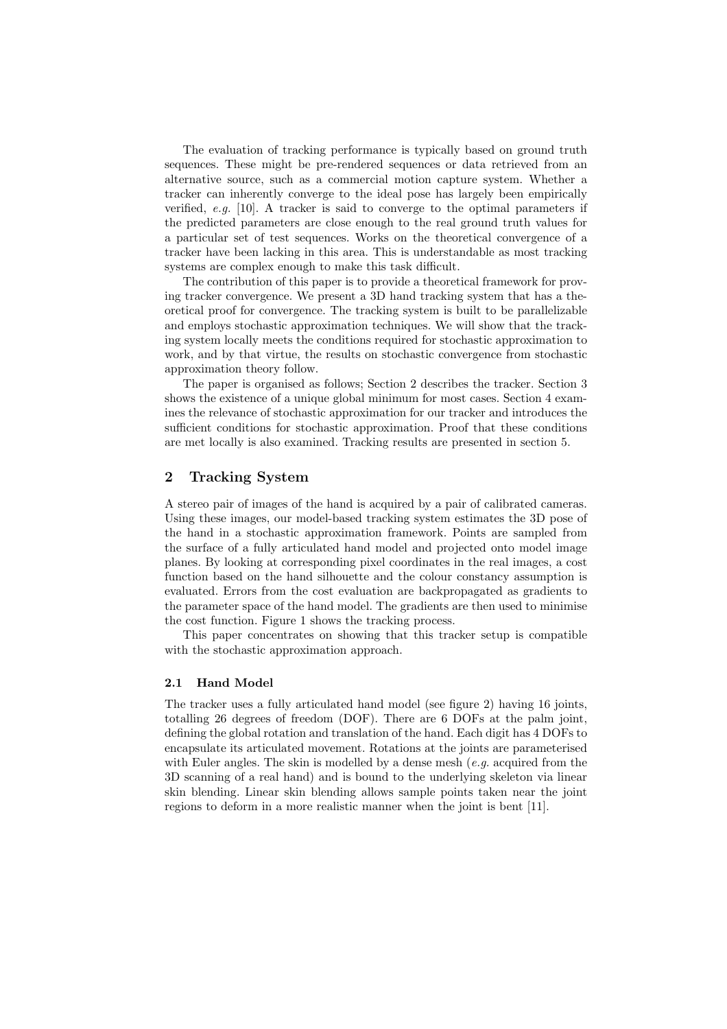The evaluation of tracking performance is typically based on ground truth sequences. These might be pre-rendered sequences or data retrieved from an alternative source, such as a commercial motion capture system. Whether a tracker can inherently converge to the ideal pose has largely been empirically verified, *e.g.* [10]. A tracker is said to converge to the optimal parameters if the predicted parameters are close enough to the real ground truth values for a particular set of test sequences. Works on the theoretical convergence of a tracker have been lacking in this area. This is understandable as most tracking systems are complex enough to make this task difficult.

The contribution of this paper is to provide a theoretical framework for proving tracker convergence. We present a 3D hand tracking system that has a theoretical proof for convergence. The tracking system is built to be parallelizable and employs stochastic approximation techniques. We will show that the tracking system locally meets the conditions required for stochastic approximation to work, and by that virtue, the results on stochastic convergence from stochastic approximation theory follow.

The paper is organised as follows; Section 2 describes the tracker. Section 3 shows the existence of a unique global minimum for most cases. Section 4 examines the relevance of stochastic approximation for our tracker and introduces the sufficient conditions for stochastic approximation. Proof that these conditions are met locally is also examined. Tracking results are presented in section 5.

## 2 Tracking System

A stereo pair of images of the hand is acquired by a pair of calibrated cameras. Using these images, our model-based tracking system estimates the 3D pose of the hand in a stochastic approximation framework. Points are sampled from the surface of a fully articulated hand model and projected onto model image planes. By looking at corresponding pixel coordinates in the real images, a cost function based on the hand silhouette and the colour constancy assumption is evaluated. Errors from the cost evaluation are backpropagated as gradients to the parameter space of the hand model. The gradients are then used to minimise the cost function. Figure 1 shows the tracking process.

This paper concentrates on showing that this tracker setup is compatible with the stochastic approximation approach.

### 2.1 Hand Model

The tracker uses a fully articulated hand model (see figure 2) having 16 joints, totalling 26 degrees of freedom (DOF). There are 6 DOFs at the palm joint, defining the global rotation and translation of the hand. Each digit has 4 DOFs to encapsulate its articulated movement. Rotations at the joints are parameterised with Euler angles. The skin is modelled by a dense mesh (*e.g.* acquired from the 3D scanning of a real hand) and is bound to the underlying skeleton via linear skin blending. Linear skin blending allows sample points taken near the joint regions to deform in a more realistic manner when the joint is bent [11].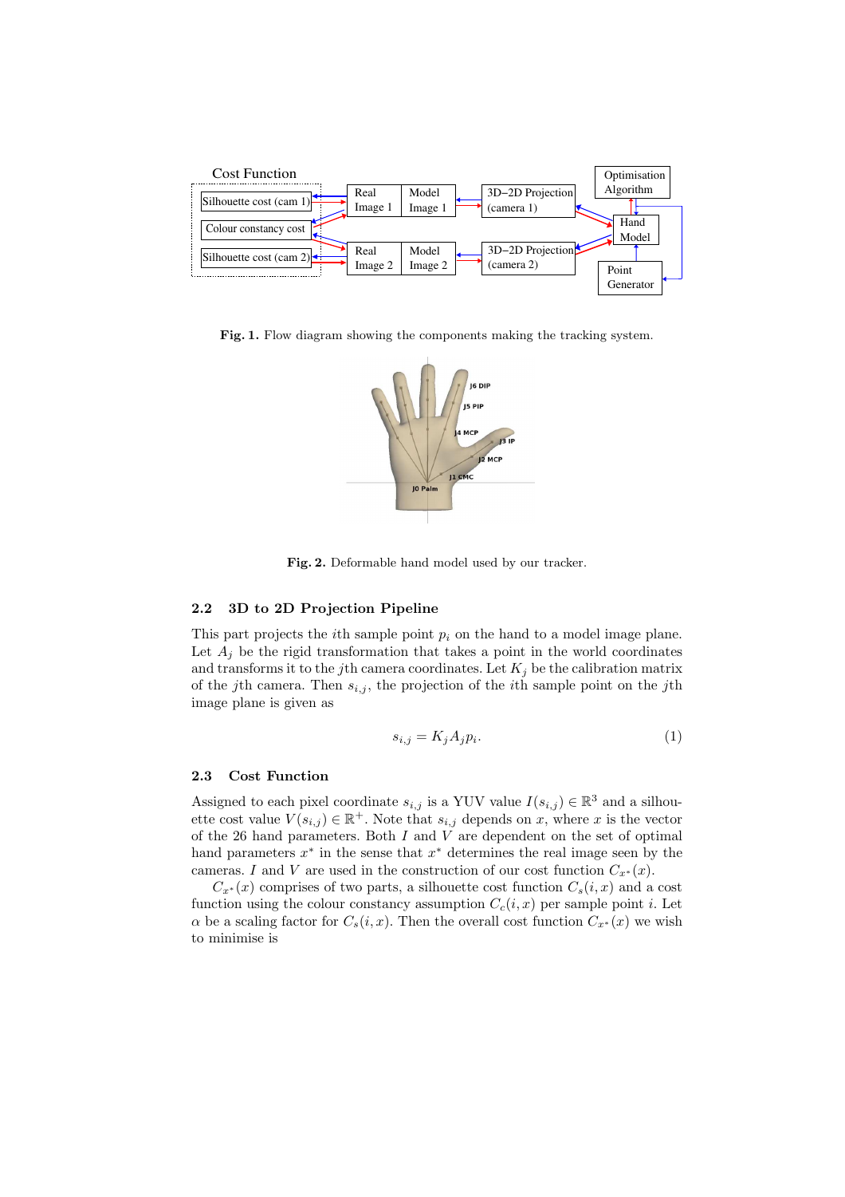**Fig. 1.** Flow diagram showing the components making the tracking system.

**Fig. 2.** Deformable hand model used by our tracker.

### 2.2 3D to 2D Projection Pipeline

This part projects the $i$th sample point $p_i$ on the hand to a model image plane. Let $A_j$ be the rigid transformation that takes a point in the world coordinates and transforms it to the $j$th camera coordinates. Let $K_j$ be the calibration matrix of the $j$th camera. Then $s_{i,j}$, the projection of the $i$th sample point on the $j$th image plane is given as

$$s_{i,j} = K_j A_j p_i. \tag{1}$$

### 2.3 Cost Function

Assigned to each pixel coordinate $s_{i,j}$ is a YUV value $I(s_{i,j}) \in \mathbb{R}^3$ and a silhouette cost value $V(s_{i,j}) \in \mathbb{R}^+$. Note that $s_{i,j}$ depends on $x$, where $x$ is the vector of the 26 hand parameters. Both $I$ and $V$ are dependent on the set of optimal hand parameters $x^*$ in the sense that $x^*$ determines the real image seen by the cameras. $I$ and $V$ are used in the construction of our cost function $C_{x^*}(x)$.

$C_{x^*}(x)$ comprises of two parts, a silhouette cost function $C_s(i,x)$ and a cost function using the colour constancy assumption $C_c(i,x)$ per sample point $i$. Let $\alpha$ be a scaling factor for $C_s(i,x)$. Then the overall cost function $C_{x^*}(x)$ we wish to minimise is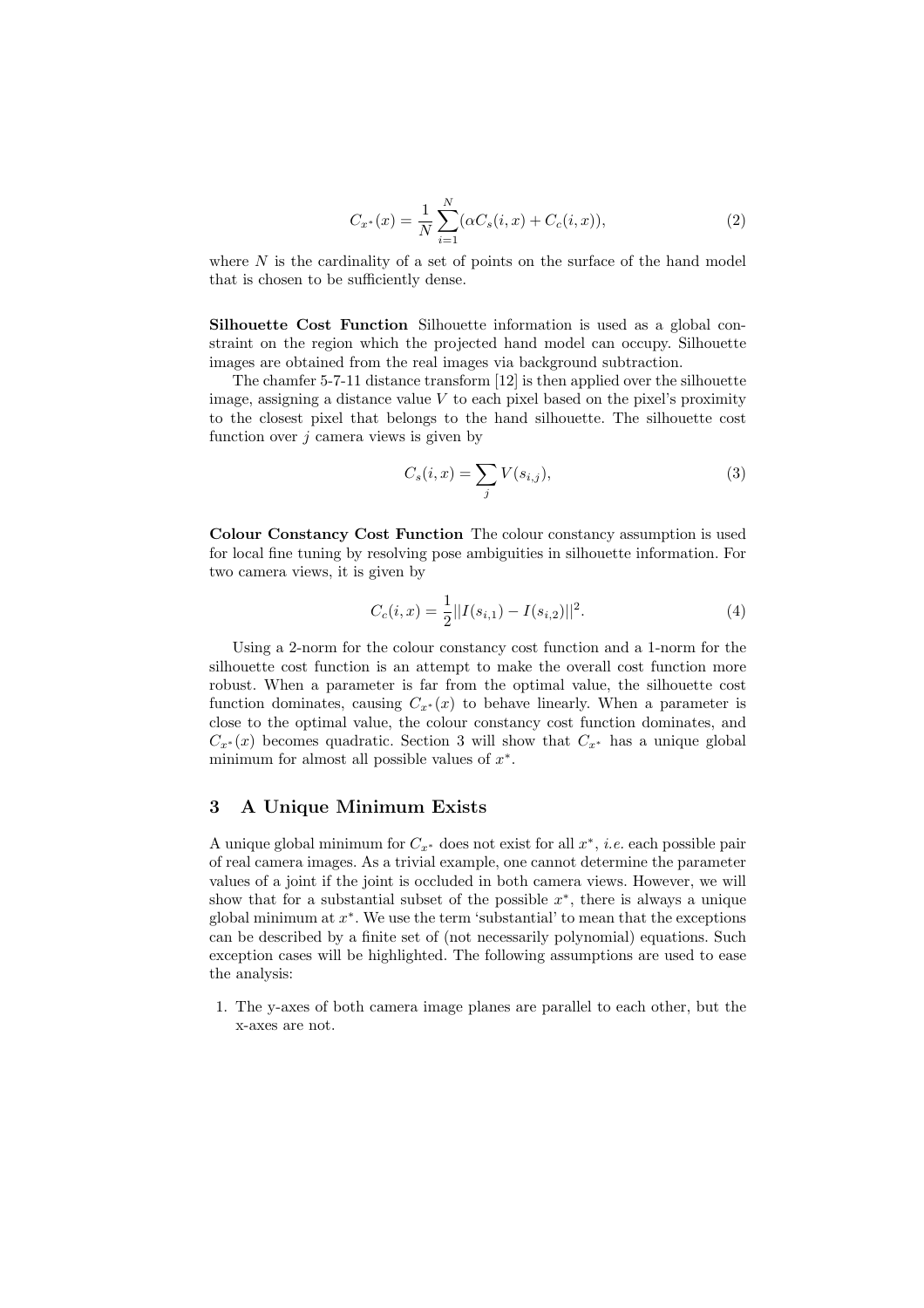$$C_{x^*}(x) = \frac{1}{N}\sum_{i=1}^{N}(\alpha C_s(i,x) + C_c(i,x)), \tag{2}$$

where $N$ is the cardinality of a set of points on the surface of the hand model that is chosen to be sufficiently dense.

**Silhouette Cost Function** Silhouette information is used as a global constraint on the region which the projected hand model can occupy. Silhouette images are obtained from the real images via background subtraction.

The chamfer 5-7-11 distance transform [12] is then applied over the silhouette image, assigning a distance value $V$ to each pixel based on the pixel's proximity to the closest pixel that belongs to the hand silhouette. The silhouette cost function over $j$ camera views is given by

$$C_s(i,x) = \sum_j V(s_{i,j}), \tag{3}$$

**Colour Constancy Cost Function** The colour constancy assumption is used for local fine tuning by resolving pose ambiguities in silhouette information. For two camera views, it is given by

$$C_c(i,x) = \frac{1}{2}||I(s_{i,1}) - I(s_{i,2})||^2. \tag{4}$$

Using a 2-norm for the colour constancy cost function and a 1-norm for the silhouette cost function is an attempt to make the overall cost function more robust. When a parameter is far from the optimal value, the silhouette cost function dominates, causing $C_{x^*}(x)$ to behave linearly. When a parameter is close to the optimal value, the colour constancy cost function dominates, and $C_{x^*}(x)$ becomes quadratic. Section 3 will show that $C_{x^*}$ has a unique global minimum for almost all possible values of $x^*$.

## 3 A Unique Minimum Exists

A unique global minimum for $C_{x^*}$ does not exist for all $x^*$, *i.e.* each possible pair of real camera images. As a trivial example, one cannot determine the parameter values of a joint if the joint is occluded in both camera views. However, we will show that for a substantial subset of the possible $x^*$, there is always a unique global minimum at $x^*$. We use the term 'substantial' to mean that the exceptions can be described by a finite set of (not necessarily polynomial) equations. Such exception cases will be highlighted. The following assumptions are used to ease the analysis:

1. The y-axes of both camera image planes are parallel to each other, but the x-axes are not.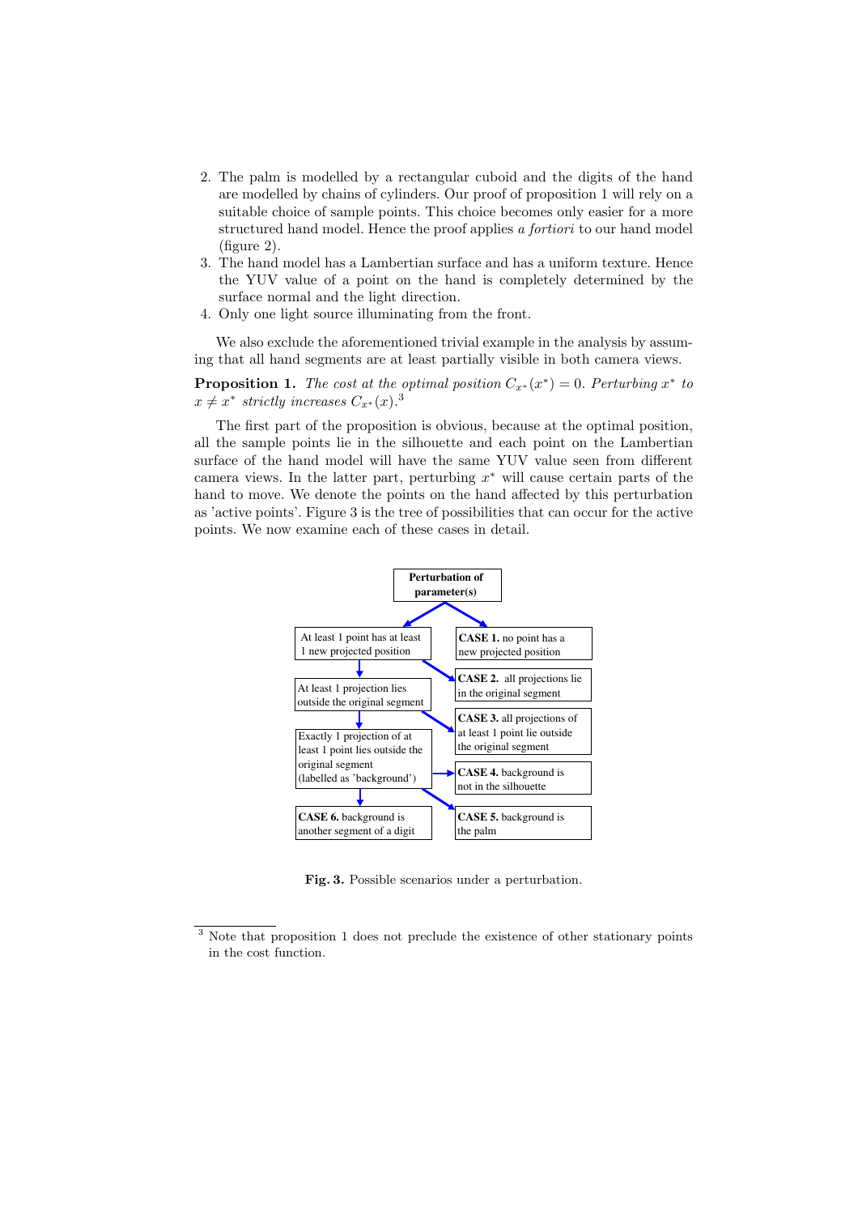2. The palm is modelled by a rectangular cuboid and the digits of the hand are modelled by chains of cylinders. Our proof of proposition 1 will rely on a suitable choice of sample points. This choice becomes only easier for a more structured hand model. Hence the proof applies *a fortiori* to our hand model (figure 2).
3. The hand model has a Lambertian surface and has a uniform texture. Hence the YUV value of a point on the hand is completely determined by the surface normal and the light direction.
4. Only one light source illuminating from the front.

We also exclude the aforementioned trivial example in the analysis by assuming that all hand segments are at least partially visible in both camera views.

**Proposition 1.** *The cost at the optimal position $C_{x^*}(x^*) = 0$. Perturbing $x^*$ to $x \neq x^*$ strictly increases $C_{x^*}(x)$.*[3]

The first part of the proposition is obvious, because at the optimal position, all the sample points lie in the silhouette and each point on the Lambertian surface of the hand model will have the same YUV value seen from different camera views. In the latter part, perturbing $x^*$ will cause certain parts of the hand to move. We denote the points on the hand affected by this perturbation as 'active points'. Figure 3 is the tree of possibilities that can occur for the active points. We now examine each of these cases in detail.

- **Perturbation of parameter(s)**
  - At least 1 point has at least 1 new projected position
    - At least 1 projection lies outside the original segment
      - Exactly 1 projection of at least 1 point lies outside the original segment (labelled as 'background')
        - **CASE 4.** background is not in the silhouette
        - **CASE 5.** background is the palm
        - **CASE 6.** background is another segment of a digit
      - **CASE 3.** all projections of at least 1 point lie outside the original segment
    - **CASE 2.** all projections lie in the original segment
  - **CASE 1.** no point has a new projected position

**Fig. 3.** Possible scenarios under a perturbation.

[3] Note that proposition 1 does not preclude the existence of other stationary points in the cost function.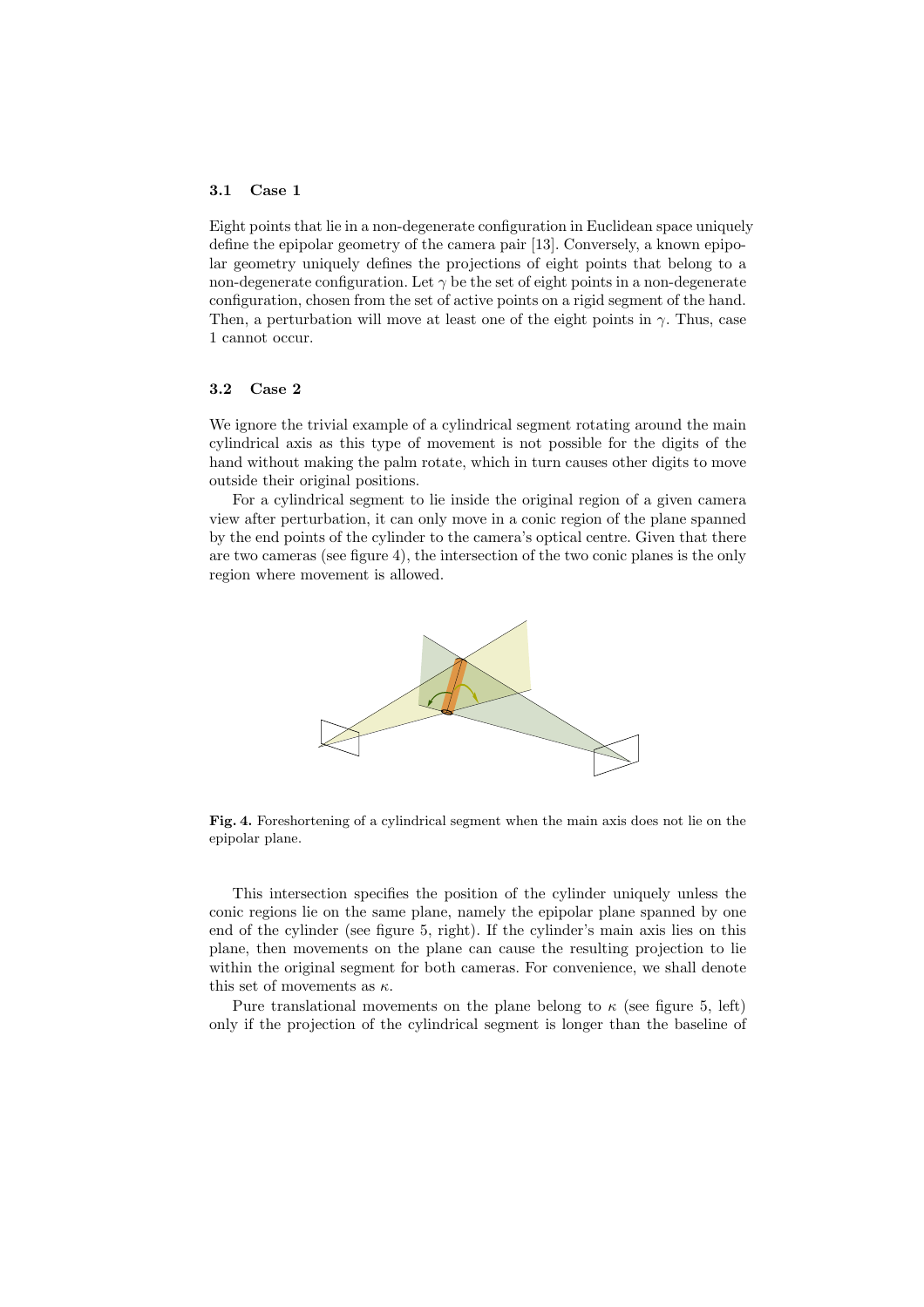### 3.1 Case 1

Eight points that lie in a non-degenerate configuration in Euclidean space uniquely define the epipolar geometry of the camera pair [13]. Conversely, a known epipolar geometry uniquely defines the projections of eight points that belong to a non-degenerate configuration. Let $\gamma$ be the set of eight points in a non-degenerate configuration, chosen from the set of active points on a rigid segment of the hand. Then, a perturbation will move at least one of the eight points in $\gamma$. Thus, case 1 cannot occur.

### 3.2 Case 2

We ignore the trivial example of a cylindrical segment rotating around the main cylindrical axis as this type of movement is not possible for the digits of the hand without making the palm rotate, which in turn causes other digits to move outside their original positions.

For a cylindrical segment to lie inside the original region of a given camera view after perturbation, it can only move in a conic region of the plane spanned by the end points of the cylinder to the camera's optical centre. Given that there are two cameras (see figure 4), the intersection of the two conic planes is the only region where movement is allowed.

**Fig. 4.** Foreshortening of a cylindrical segment when the main axis does not lie on the epipolar plane.

This intersection specifies the position of the cylinder uniquely unless the conic regions lie on the same plane, namely the epipolar plane spanned by one end of the cylinder (see figure 5, right). If the cylinder's main axis lies on this plane, then movements on the plane can cause the resulting projection to lie within the original segment for both cameras. For convenience, we shall denote this set of movements as $\kappa$.

Pure translational movements on the plane belong to $\kappa$ (see figure 5, left) only if the projection of the cylindrical segment is longer than the baseline of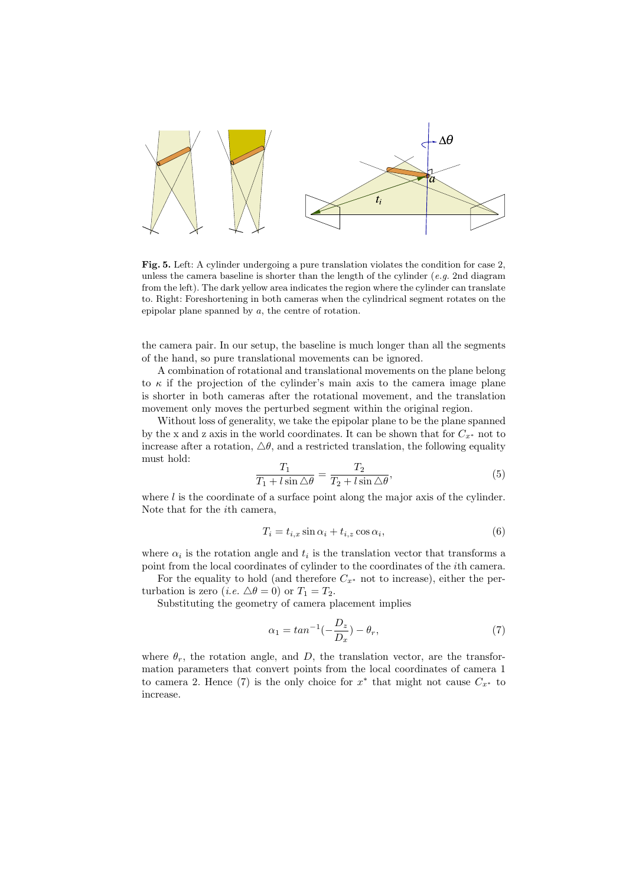**Fig. 5.** Left: A cylinder undergoing a pure translation violates the condition for case 2, unless the camera baseline is shorter than the length of the cylinder (*e.g.* 2nd diagram from the left). The dark yellow area indicates the region where the cylinder can translate to. Right: Foreshortening in both cameras when the cylindrical segment rotates on the epipolar plane spanned by $a$, the centre of rotation.

the camera pair. In our setup, the baseline is much longer than all the segments of the hand, so pure translational movements can be ignored.

A combination of rotational and translational movements on the plane belong to $\kappa$ if the projection of the cylinder's main axis to the camera image plane is shorter in both cameras after the rotational movement, and the translation movement only moves the perturbed segment within the original region.

Without loss of generality, we take the epipolar plane to be the plane spanned by the x and z axis in the world coordinates. It can be shown that for $C_{x^*}$ not to increase after a rotation, $\triangle\theta$, and a restricted translation, the following equality must hold:

$$\frac{T_1}{T_1 + l\sin\triangle\theta} = \frac{T_2}{T_2 + l\sin\triangle\theta}, \tag{5}$$

where $l$ is the coordinate of a surface point along the major axis of the cylinder. Note that for the $i$th camera,

$$T_i = t_{i,x}\sin\alpha_i + t_{i,z}\cos\alpha_i, \tag{6}$$

where $\alpha_i$ is the rotation angle and $t_i$ is the translation vector that transforms a point from the local coordinates of cylinder to the coordinates of the $i$th camera.

For the equality to hold (and therefore $C_{x^*}$ not to increase), either the perturbation is zero (*i.e.* $\triangle\theta = 0$) or $T_1 = T_2$.

Substituting the geometry of camera placement implies

$$\alpha_1 = tan^{-1}(-\frac{D_z}{D_x}) - \theta_r, \tag{7}$$

where $\theta_r$, the rotation angle, and $D$, the translation vector, are the transformation parameters that convert points from the local coordinates of camera 1 to camera 2. Hence (7) is the only choice for $x^*$ that might not cause $C_{x^*}$ to increase.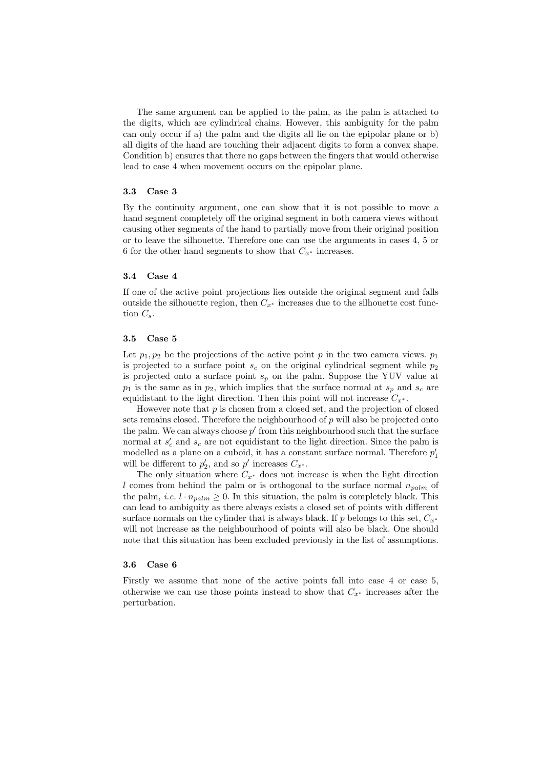The same argument can be applied to the palm, as the palm is attached to the digits, which are cylindrical chains. However, this ambiguity for the palm can only occur if a) the palm and the digits all lie on the epipolar plane or b) all digits of the hand are touching their adjacent digits to form a convex shape. Condition b) ensures that there no gaps between the fingers that would otherwise lead to case 4 when movement occurs on the epipolar plane.

### 3.3 Case 3

By the continuity argument, one can show that it is not possible to move a hand segment completely off the original segment in both camera views without causing other segments of the hand to partially move from their original position or to leave the silhouette. Therefore one can use the arguments in cases 4, 5 or 6 for the other hand segments to show that $C_{x^*}$ increases.

### 3.4 Case 4

If one of the active point projections lies outside the original segment and falls outside the silhouette region, then $C_{x^*}$ increases due to the silhouette cost function $C_s$.

### 3.5 Case 5

Let $p_1, p_2$ be the projections of the active point $p$ in the two camera views. $p_1$ is projected to a surface point $s_c$ on the original cylindrical segment while $p_2$ is projected onto a surface point $s_p$ on the palm. Suppose the YUV value at $p_1$ is the same as in $p_2$, which implies that the surface normal at $s_p$ and $s_c$ are equidistant to the light direction. Then this point will not increase $C_{x^*}$.

However note that $p$ is chosen from a closed set, and the projection of closed sets remains closed. Therefore the neighbourhood of $p$ will also be projected onto the palm. We can always choose $p'$ from this neighbourhood such that the surface normal at $s'_c$ and $s_c$ are not equidistant to the light direction. Since the palm is modelled as a plane on a cuboid, it has a constant surface normal. Therefore $p'_1$ will be different to $p'_2$, and so $p'$ increases $C_{x^*}$.

The only situation where $C_{x^*}$ does not increase is when the light direction $l$ comes from behind the palm or is orthogonal to the surface normal $n_{palm}$ of the palm, *i.e.* $l \cdot n_{palm} \geq 0$. In this situation, the palm is completely black. This can lead to ambiguity as there always exists a closed set of points with different surface normals on the cylinder that is always black. If $p$ belongs to this set, $C_{x^*}$ will not increase as the neighbourhood of points will also be black. One should note that this situation has been excluded previously in the list of assumptions.

### 3.6 Case 6

Firstly we assume that none of the active points fall into case 4 or case 5, otherwise we can use those points instead to show that $C_{x^*}$ increases after the perturbation.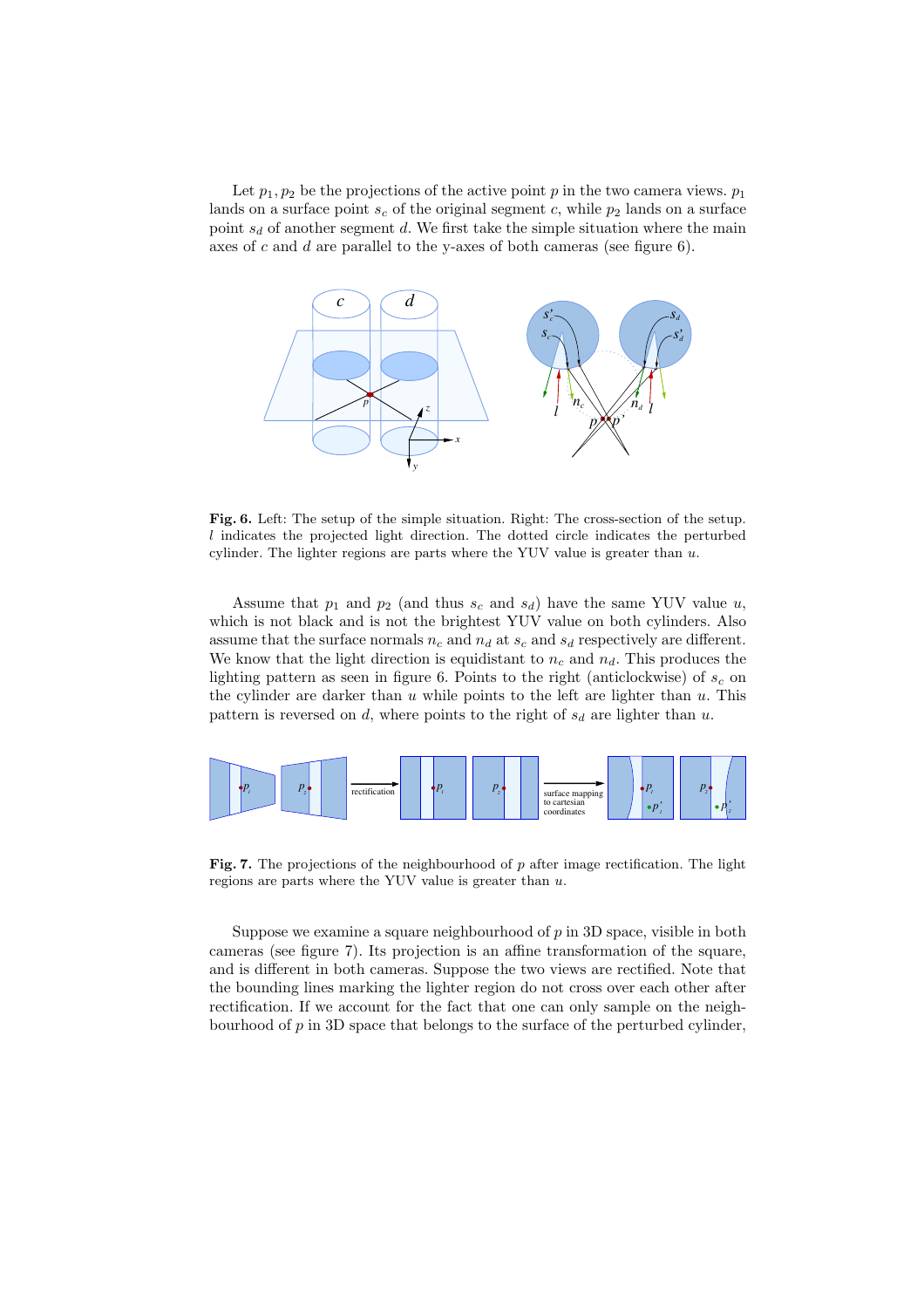Let $p_1, p_2$ be the projections of the active point $p$ in the two camera views. $p_1$ lands on a surface point $s_c$ of the original segment $c$, while $p_2$ lands on a surface point $s_d$ of another segment $d$. We first take the simple situation where the main axes of $c$ and $d$ are parallel to the y-axes of both cameras (see figure 6).

**Fig. 6.** Left: The setup of the simple situation. Right: The cross-section of the setup. $l$ indicates the projected light direction. The dotted circle indicates the perturbed cylinder. The lighter regions are parts where the YUV value is greater than $u$.

Assume that $p_1$ and $p_2$ (and thus $s_c$ and $s_d$) have the same YUV value $u$, which is not black and is not the brightest YUV value on both cylinders. Also assume that the surface normals $n_c$ and $n_d$ at $s_c$ and $s_d$ respectively are different. We know that the light direction is equidistant to $n_c$ and $n_d$. This produces the lighting pattern as seen in figure 6. Points to the right (anticlockwise) of $s_c$ on the cylinder are darker than $u$ while points to the left are lighter than $u$. This pattern is reversed on $d$, where points to the right of $s_d$ are lighter than $u$.

**Fig. 7.** The projections of the neighbourhood of $p$ after image rectification. The light regions are parts where the YUV value is greater than $u$.

Suppose we examine a square neighbourhood of $p$ in 3D space, visible in both cameras (see figure 7). Its projection is an affine transformation of the square, and is different in both cameras. Suppose the two views are rectified. Note that the bounding lines marking the lighter region do not cross over each other after rectification. If we account for the fact that one can only sample on the neighbourhood of $p$ in 3D space that belongs to the surface of the perturbed cylinder,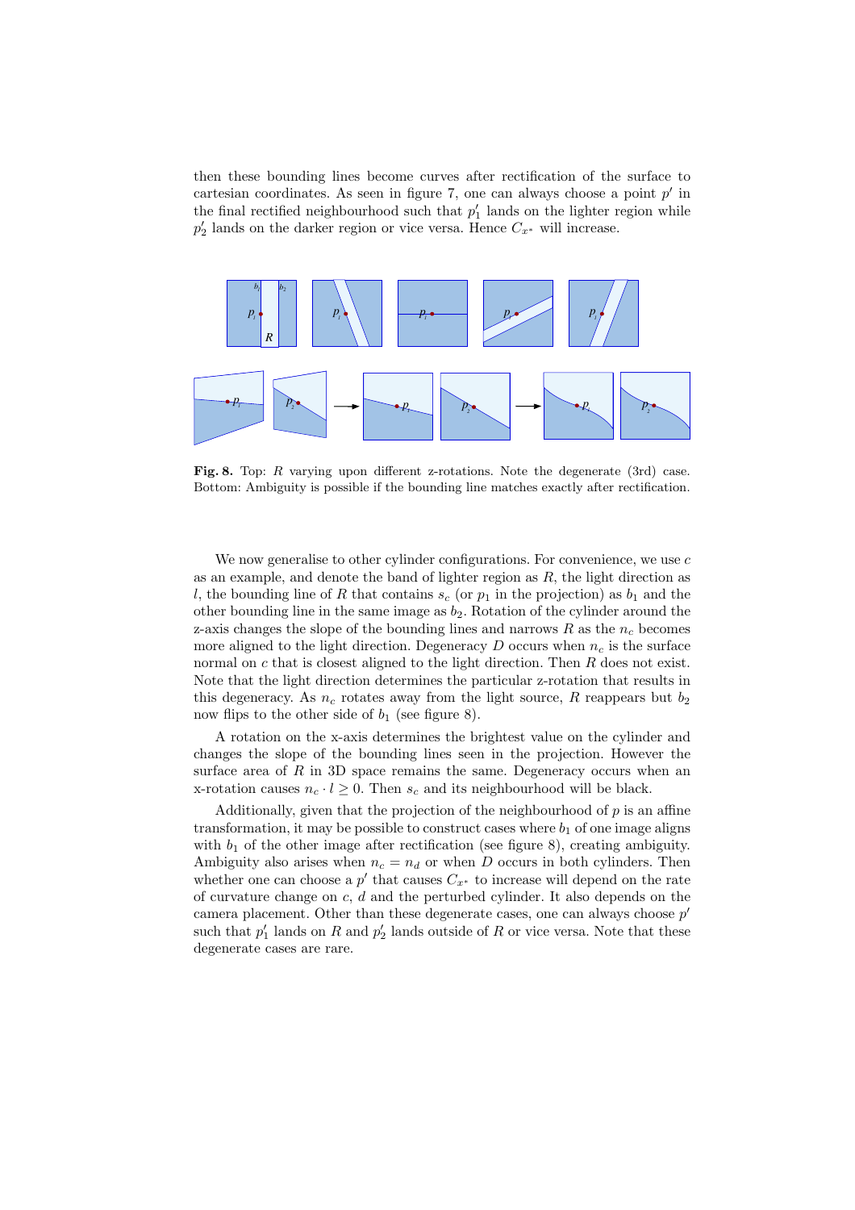then these bounding lines become curves after rectification of the surface to cartesian coordinates. As seen in figure 7, one can always choose a point $p'$ in the final rectified neighbourhood such that $p'_1$ lands on the lighter region while $p'_2$ lands on the darker region or vice versa. Hence $C_{x^*}$ will increase.

**Fig. 8.** Top: $R$ varying upon different z-rotations. Note the degenerate (3rd) case. Bottom: Ambiguity is possible if the bounding line matches exactly after rectification.

We now generalise to other cylinder configurations. For convenience, we use $c$ as an example, and denote the band of lighter region as $R$, the light direction as $l$, the bounding line of $R$ that contains $s_c$ (or $p_1$ in the projection) as $b_1$ and the other bounding line in the same image as $b_2$. Rotation of the cylinder around the z-axis changes the slope of the bounding lines and narrows $R$ as the $n_c$ becomes more aligned to the light direction. Degeneracy $D$ occurs when $n_c$ is the surface normal on $c$ that is closest aligned to the light direction. Then $R$ does not exist. Note that the light direction determines the particular z-rotation that results in this degeneracy. As $n_c$ rotates away from the light source, $R$ reappears but $b_2$ now flips to the other side of $b_1$ (see figure 8).

A rotation on the x-axis determines the brightest value on the cylinder and changes the slope of the bounding lines seen in the projection. However the surface area of $R$ in 3D space remains the same. Degeneracy occurs when an x-rotation causes $n_c \cdot l \geq 0$. Then $s_c$ and its neighbourhood will be black.

Additionally, given that the projection of the neighbourhood of $p$ is an affine transformation, it may be possible to construct cases where $b_1$ of one image aligns with $b_1$ of the other image after rectification (see figure 8), creating ambiguity. Ambiguity also arises when $n_c = n_d$ or when $D$ occurs in both cylinders. Then whether one can choose a $p'$ that causes $C_{x^*}$ to increase will depend on the rate of curvature change on $c$, $d$ and the perturbed cylinder. It also depends on the camera placement. Other than these degenerate cases, one can always choose $p'$ such that $p'_1$ lands on $R$ and $p'_2$ lands outside of $R$ or vice versa. Note that these degenerate cases are rare.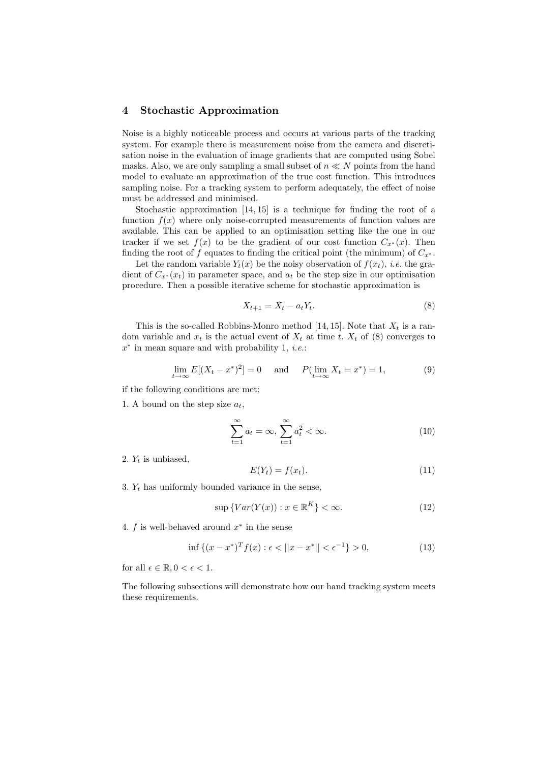## 4 Stochastic Approximation

Noise is a highly noticeable process and occurs at various parts of the tracking system. For example there is measurement noise from the camera and discretisation noise in the evaluation of image gradients that are computed using Sobel masks. Also, we are only sampling a small subset of $n \ll N$ points from the hand model to evaluate an approximation of the true cost function. This introduces sampling noise. For a tracking system to perform adequately, the effect of noise must be addressed and minimised.

Stochastic approximation [14, 15] is a technique for finding the root of a function $f(x)$ where only noise-corrupted measurements of function values are available. This can be applied to an optimisation setting like the one in our tracker if we set $f(x)$ to be the gradient of our cost function $C_{x^*}(x)$. Then finding the root of $f$ equates to finding the critical point (the minimum) of $C_{x^*}$.

Let the random variable $Y_t(x)$ be the noisy observation of $f(x_t)$, *i.e.* the gradient of $C_{x^*}(x_t)$ in parameter space, and $a_t$ be the step size in our optimisation procedure. Then a possible iterative scheme for stochastic approximation is

$$X_{t+1} = X_t - a_t Y_t. \tag{8}$$

This is the so-called Robbins-Monro method [14, 15]. Note that $X_t$ is a random variable and $x_t$ is the actual event of $X_t$ at time $t$. $X_t$ of (8) converges to $x^*$ in mean square and with probability 1, *i.e.*:

$$\lim_{t \to \infty} E[(X_t - x^*)^2] = 0 \quad \text{and} \quad P(\lim_{t \to \infty} X_t = x^*) = 1, \tag{9}$$

if the following conditions are met:

1. A bound on the step size $a_t$,

$$\sum_{t=1}^{\infty} a_t = \infty, \sum_{t=1}^{\infty} a_t^2 < \infty. \tag{10}$$

2. $Y_t$ is unbiased,

$$E(Y_t) = f(x_t). \tag{11}$$

3. $Y_t$ has uniformly bounded variance in the sense,

$$\sup \{Var(Y(x)) : x \in \mathbb{R}^K\} < \infty. \tag{12}$$

4. $f$ is well-behaved around $x^*$ in the sense

$$\inf \{(x - x^*)^T f(x) : \epsilon < ||x - x^*|| < \epsilon^{-1}\} > 0, \tag{13}$$

for all $\epsilon \in \mathbb{R}, 0 < \epsilon < 1$.

The following subsections will demonstrate how our hand tracking system meets these requirements.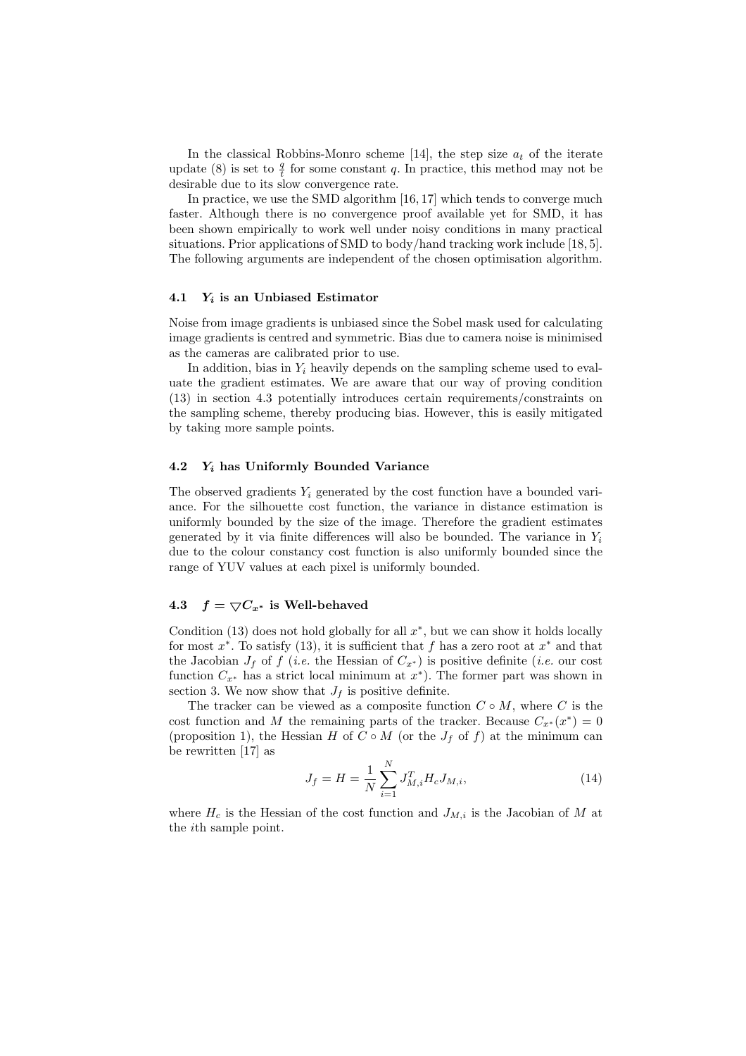In the classical Robbins-Monro scheme [14], the step size $a_t$ of the iterate update (8) is set to $\frac{q}{t}$ for some constant $q$. In practice, this method may not be desirable due to its slow convergence rate.

In practice, we use the SMD algorithm [16, 17] which tends to converge much faster. Although there is no convergence proof available yet for SMD, it has been shown empirically to work well under noisy conditions in many practical situations. Prior applications of SMD to body/hand tracking work include [18, 5]. The following arguments are independent of the chosen optimisation algorithm.

### 4.1 $Y_i$ is an Unbiased Estimator

Noise from image gradients is unbiased since the Sobel mask used for calculating image gradients is centred and symmetric. Bias due to camera noise is minimised as the cameras are calibrated prior to use.

In addition, bias in $Y_i$ heavily depends on the sampling scheme used to evaluate the gradient estimates. We are aware that our way of proving condition (13) in section 4.3 potentially introduces certain requirements/constraints on the sampling scheme, thereby producing bias. However, this is easily mitigated by taking more sample points.

### 4.2 $Y_i$ has Uniformly Bounded Variance

The observed gradients $Y_i$ generated by the cost function have a bounded variance. For the silhouette cost function, the variance in distance estimation is uniformly bounded by the size of the image. Therefore the gradient estimates generated by it via finite differences will also be bounded. The variance in $Y_i$ due to the colour constancy cost function is also uniformly bounded since the range of YUV values at each pixel is uniformly bounded.

### 4.3 $f = \bigtriangledown C_{x^*}$ is Well-behaved

Condition (13) does not hold globally for all $x^*$, but we can show it holds locally for most $x^*$. To satisfy (13), it is sufficient that $f$ has a zero root at $x^*$ and that the Jacobian $J_f$ of $f$ (*i.e.* the Hessian of $C_{x^*}$) is positive definite (*i.e.* our cost function $C_{x^*}$ has a strict local minimum at $x^*$). The former part was shown in section 3. We now show that $J_f$ is positive definite.

The tracker can be viewed as a composite function $C \circ M$, where $C$ is the cost function and $M$ the remaining parts of the tracker. Because $C_{x^*}(x^*) = 0$ (proposition 1), the Hessian $H$ of $C \circ M$ (or the $J_f$ of $f$) at the minimum can be rewritten [17] as

$$J_f = H = \frac{1}{N} \sum_{i=1}^{N} J_{M,i}^T H_c J_{M,i}, \tag{14}$$

where $H_c$ is the Hessian of the cost function and $J_{M,i}$ is the Jacobian of $M$ at the $i$th sample point.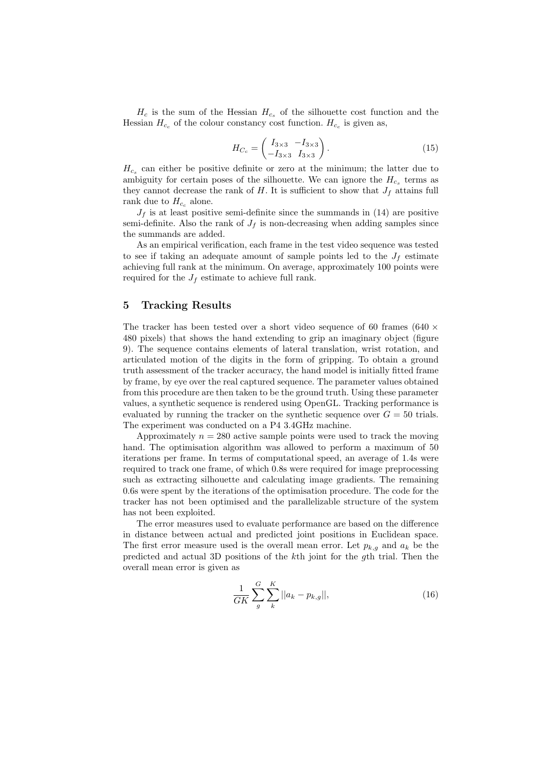$H_c$ is the sum of the Hessian $H_{c_s}$ of the silhouette cost function and the Hessian $H_{c_c}$ of the colour constancy cost function. $H_{c_c}$ is given as,

$$H_{C_c} = \begin{pmatrix} I_{3\times 3} & -I_{3\times 3} \\ -I_{3\times 3} & I_{3\times 3} \end{pmatrix}. \tag{15}$$

$H_{c_s}$ can either be positive definite or zero at the minimum; the latter due to ambiguity for certain poses of the silhouette. We can ignore the $H_{c_s}$ terms as they cannot decrease the rank of $H$. It is sufficient to show that $J_f$ attains full rank due to $H_{c_c}$ alone.

$J_f$ is at least positive semi-definite since the summands in (14) are positive semi-definite. Also the rank of $J_f$ is non-decreasing when adding samples since the summands are added.

As an empirical verification, each frame in the test video sequence was tested to see if taking an adequate amount of sample points led to the $J_f$ estimate achieving full rank at the minimum. On average, approximately 100 points were required for the $J_f$ estimate to achieve full rank.

## 5 Tracking Results

The tracker has been tested over a short video sequence of 60 frames ($640 \times 480$ pixels) that shows the hand extending to grip an imaginary object (figure 9). The sequence contains elements of lateral translation, wrist rotation, and articulated motion of the digits in the form of gripping. To obtain a ground truth assessment of the tracker accuracy, the hand model is initially fitted frame by frame, by eye over the real captured sequence. The parameter values obtained from this procedure are then taken to be the ground truth. Using these parameter values, a synthetic sequence is rendered using OpenGL. Tracking performance is evaluated by running the tracker on the synthetic sequence over $G = 50$ trials. The experiment was conducted on a P4 3.4GHz machine.

Approximately $n = 280$ active sample points were used to track the moving hand. The optimisation algorithm was allowed to perform a maximum of 50 iterations per frame. In terms of computational speed, an average of 1.4s were required to track one frame, of which 0.8s were required for image preprocessing such as extracting silhouette and calculating image gradients. The remaining 0.6s were spent by the iterations of the optimisation procedure. The code for the tracker has not been optimised and the parallelizable structure of the system has not been exploited.

The error measures used to evaluate performance are based on the difference in distance between actual and predicted joint positions in Euclidean space. The first error measure used is the overall mean error. Let $p_{k,g}$ and $a_k$ be the predicted and actual 3D positions of the $k$th joint for the $g$th trial. Then the overall mean error is given as

$$\frac{1}{GK} \sum_{g}^{G} \sum_{k}^{K} ||a_k - p_{k,g}||, \tag{16}$$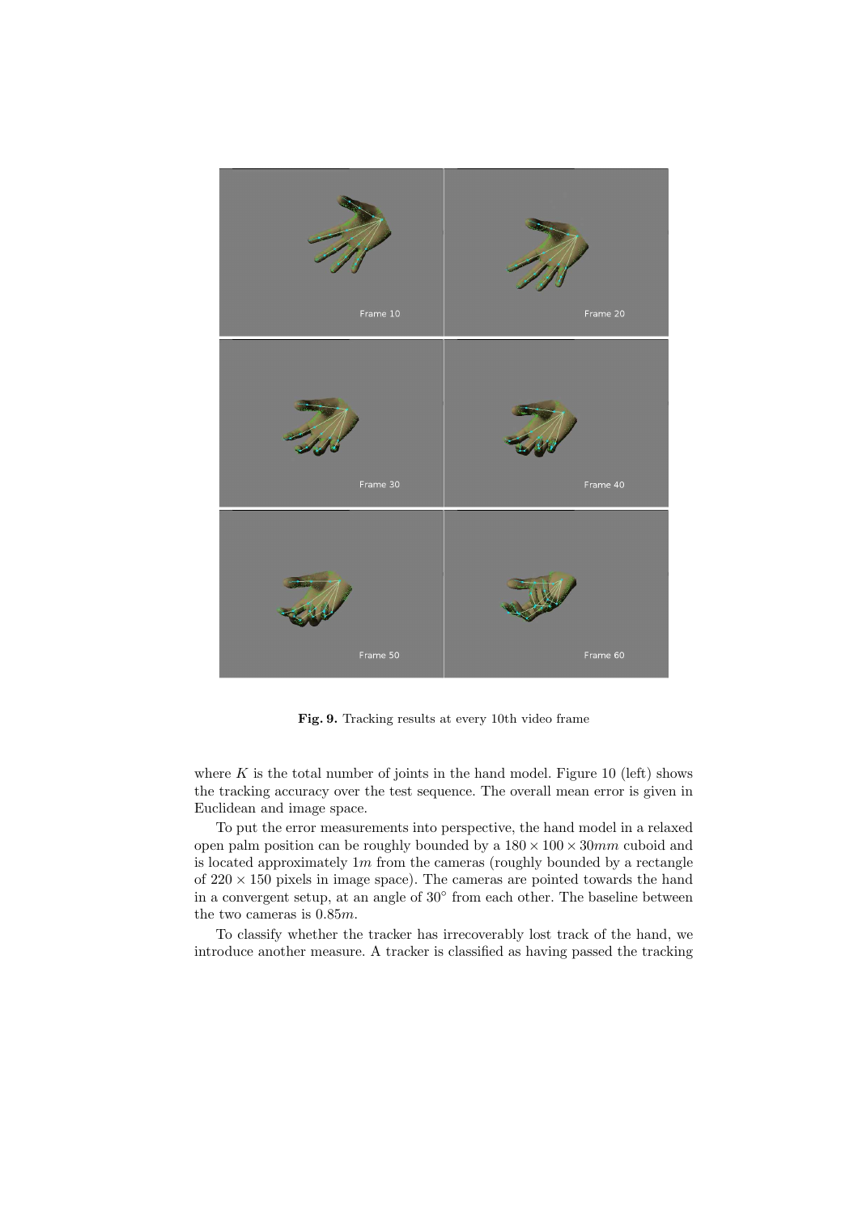Fig. 9. Tracking results at every 10th video frame

where $K$ is the total number of joints in the hand model. Figure 10 (left) shows the tracking accuracy over the test sequence. The overall mean error is given in Euclidean and image space.

To put the error measurements into perspective, the hand model in a relaxed open palm position can be roughly bounded by a $180 \times 100 \times 30mm$ cuboid and is located approximately $1m$ from the cameras (roughly bounded by a rectangle of $220 \times 150$ pixels in image space). The cameras are pointed towards the hand in a convergent setup, at an angle of $30^\circ$ from each other. The baseline between the two cameras is $0.85m$.

To classify whether the tracker has irrecoverably lost track of the hand, we introduce another measure. A tracker is classified as having passed the tracking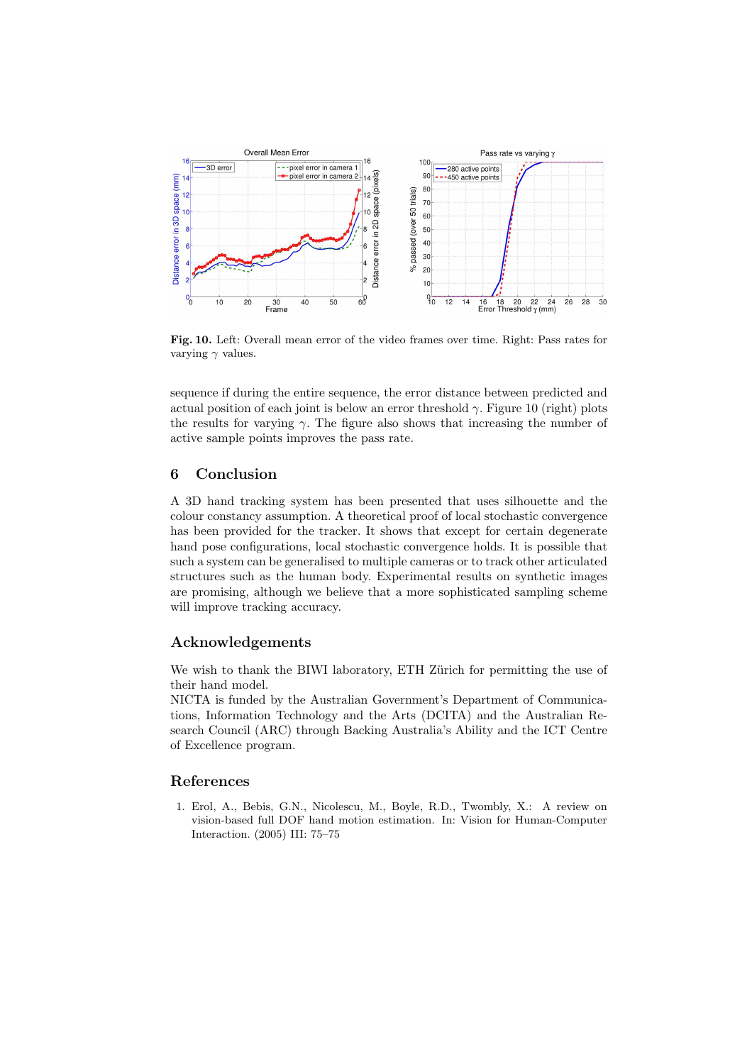**Fig. 10.** Left: Overall mean error of the video frames over time. Right: Pass rates for varying $\gamma$ values.

sequence if during the entire sequence, the error distance between predicted and actual position of each joint is below an error threshold $\gamma$. Figure 10 (right) plots the results for varying $\gamma$. The figure also shows that increasing the number of active sample points improves the pass rate.

## 6 Conclusion

A 3D hand tracking system has been presented that uses silhouette and the colour constancy assumption. A theoretical proof of local stochastic convergence has been provided for the tracker. It shows that except for certain degenerate hand pose configurations, local stochastic convergence holds. It is possible that such a system can be generalised to multiple cameras or to track other articulated structures such as the human body. Experimental results on synthetic images are promising, although we believe that a more sophisticated sampling scheme will improve tracking accuracy.

## Acknowledgements

We wish to thank the BIWI laboratory, ETH Zürich for permitting the use of their hand model.
NICTA is funded by the Australian Government's Department of Communications, Information Technology and the Arts (DCITA) and the Australian Research Council (ARC) through Backing Australia's Ability and the ICT Centre of Excellence program.

## References

1. Erol, A., Bebis, G.N., Nicolescu, M., Boyle, R.D., Twombly, X.: A review on vision-based full DOF hand motion estimation. In: Vision for Human-Computer Interaction. (2005) III: 75–75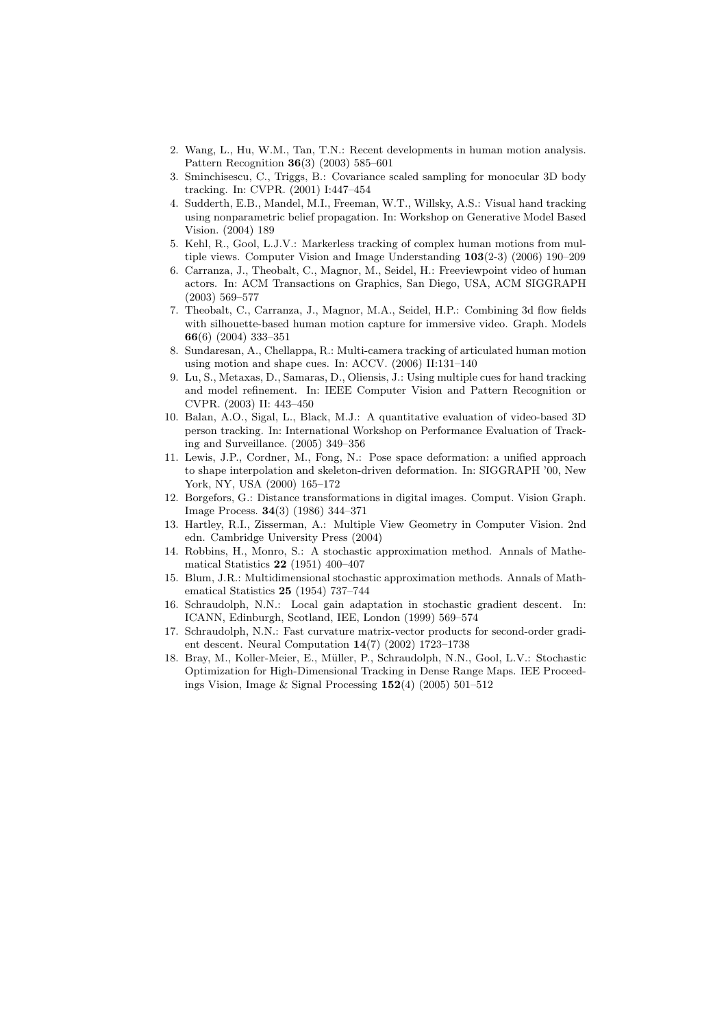2. Wang, L., Hu, W.M., Tan, T.N.: Recent developments in human motion analysis. Pattern Recognition **36**(3) (2003) 585–601
3. Sminchisescu, C., Triggs, B.: Covariance scaled sampling for monocular 3D body tracking. In: CVPR. (2001) I:447–454
4. Sudderth, E.B., Mandel, M.I., Freeman, W.T., Willsky, A.S.: Visual hand tracking using nonparametric belief propagation. In: Workshop on Generative Model Based Vision. (2004) 189
5. Kehl, R., Gool, L.J.V.: Markerless tracking of complex human motions from multiple views. Computer Vision and Image Understanding **103**(2-3) (2006) 190–209
6. Carranza, J., Theobalt, C., Magnor, M., Seidel, H.: Freeviewpoint video of human actors. In: ACM Transactions on Graphics, San Diego, USA, ACM SIGGRAPH (2003) 569–577
7. Theobalt, C., Carranza, J., Magnor, M.A., Seidel, H.P.: Combining 3d flow fields with silhouette-based human motion capture for immersive video. Graph. Models **66**(6) (2004) 333–351
8. Sundaresan, A., Chellappa, R.: Multi-camera tracking of articulated human motion using motion and shape cues. In: ACCV. (2006) II:131–140
9. Lu, S., Metaxas, D., Samaras, D., Oliensis, J.: Using multiple cues for hand tracking and model refinement. In: IEEE Computer Vision and Pattern Recognition or CVPR. (2003) II: 443–450
10. Balan, A.O., Sigal, L., Black, M.J.: A quantitative evaluation of video-based 3D person tracking. In: International Workshop on Performance Evaluation of Tracking and Surveillance. (2005) 349–356
11. Lewis, J.P., Cordner, M., Fong, N.: Pose space deformation: a unified approach to shape interpolation and skeleton-driven deformation. In: SIGGRAPH '00, New York, NY, USA (2000) 165–172
12. Borgefors, G.: Distance transformations in digital images. Comput. Vision Graph. Image Process. **34**(3) (1986) 344–371
13. Hartley, R.I., Zisserman, A.: Multiple View Geometry in Computer Vision. 2nd edn. Cambridge University Press (2004)
14. Robbins, H., Monro, S.: A stochastic approximation method. Annals of Mathematical Statistics **22** (1951) 400–407
15. Blum, J.R.: Multidimensional stochastic approximation methods. Annals of Mathematical Statistics **25** (1954) 737–744
16. Schraudolph, N.N.: Local gain adaptation in stochastic gradient descent. In: ICANN, Edinburgh, Scotland, IEE, London (1999) 569–574
17. Schraudolph, N.N.: Fast curvature matrix-vector products for second-order gradient descent. Neural Computation **14**(7) (2002) 1723–1738
18. Bray, M., Koller-Meier, E., Müller, P., Schraudolph, N.N., Gool, L.V.: Stochastic Optimization for High-Dimensional Tracking in Dense Range Maps. IEE Proceedings Vision, Image & Signal Processing **152**(4) (2005) 501–512